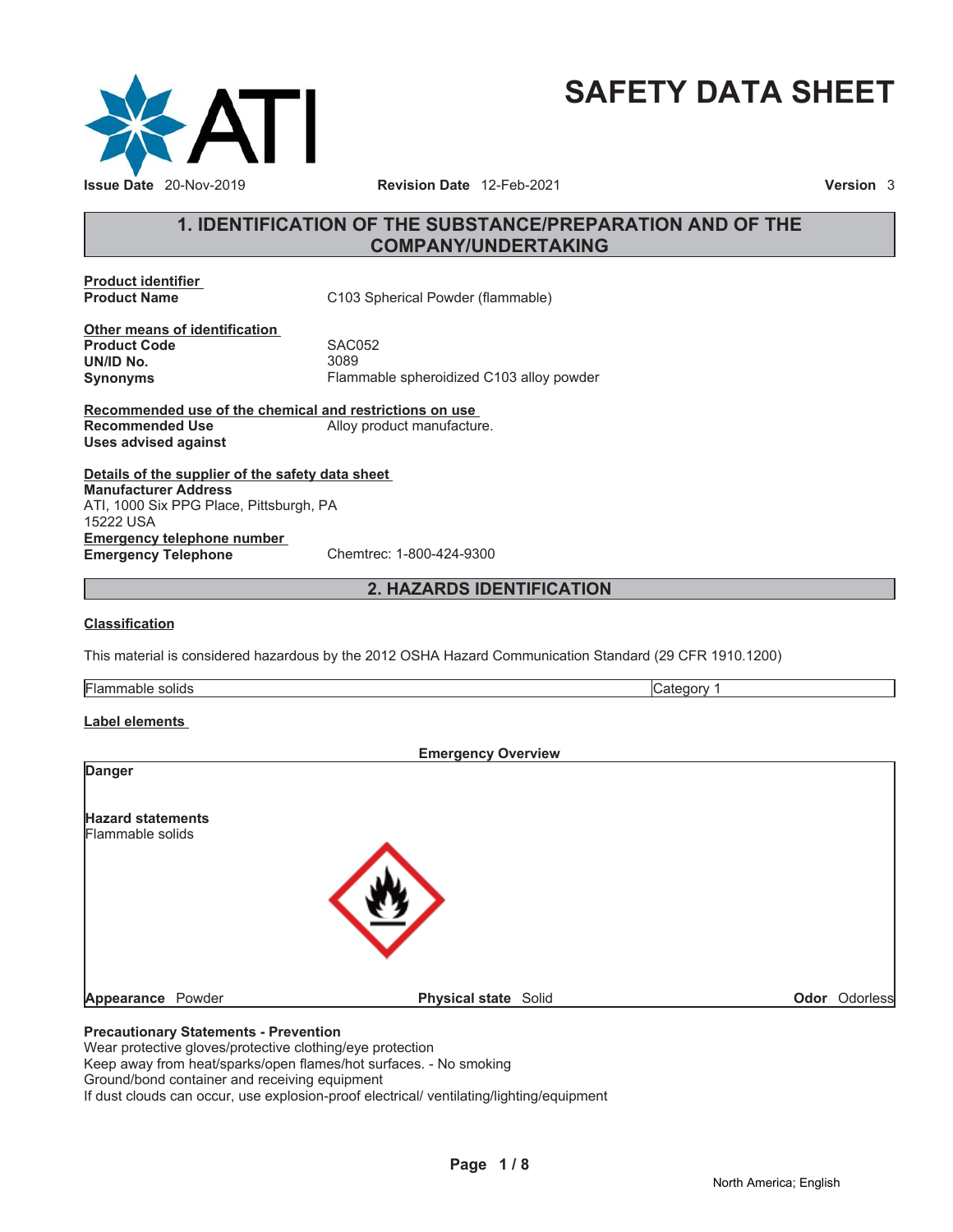# SAFETY DATA SHEET

**Issue Date** 20-Nov-2019 **Revision Date** 12-Feb-2021 **Version** 3

## 1. IDENTIFICATION OF THE SUBSTANCE/PREPARATION AND OF THE COMPANY/UNDERTAKING

**Product identifier**

**Product Name** C103 Spherical Powder (flammable)

**Other means of identification**

**Product Code** SAC052
**UN/ID No.** 3089
**Synonyms** Flammable spheroidized C103 alloy powder

**Recommended use of the chemical and restrictions on use**

**Recommended Use** Alloy product manufacture.
**Uses advised against**

**Details of the supplier of the safety data sheet**

**Manufacturer Address**
ATI, 1000 Six PPG Place, Pittsburgh, PA
15222 USA

**Emergency telephone number**

**Emergency Telephone** Chemtrec: 1-800-424-9300

## 2. HAZARDS IDENTIFICATION

**Classification**

This material is considered hazardous by the 2012 OSHA Hazard Communication Standard (29 CFR 1910.1200)

| Flammable solids | Category 1 |
|---|---|

**Label elements**

**Emergency Overview**

**Danger**

**Hazard statements**
Flammable solids

**Appearance** Powder **Physical state** Solid **Odor** Odorless

**Precautionary Statements - Prevention**
Wear protective gloves/protective clothing/eye protection
Keep away from heat/sparks/open flames/hot surfaces. - No smoking
Ground/bond container and receiving equipment
If dust clouds can occur, use explosion-proof electrical/ ventilating/lighting/equipment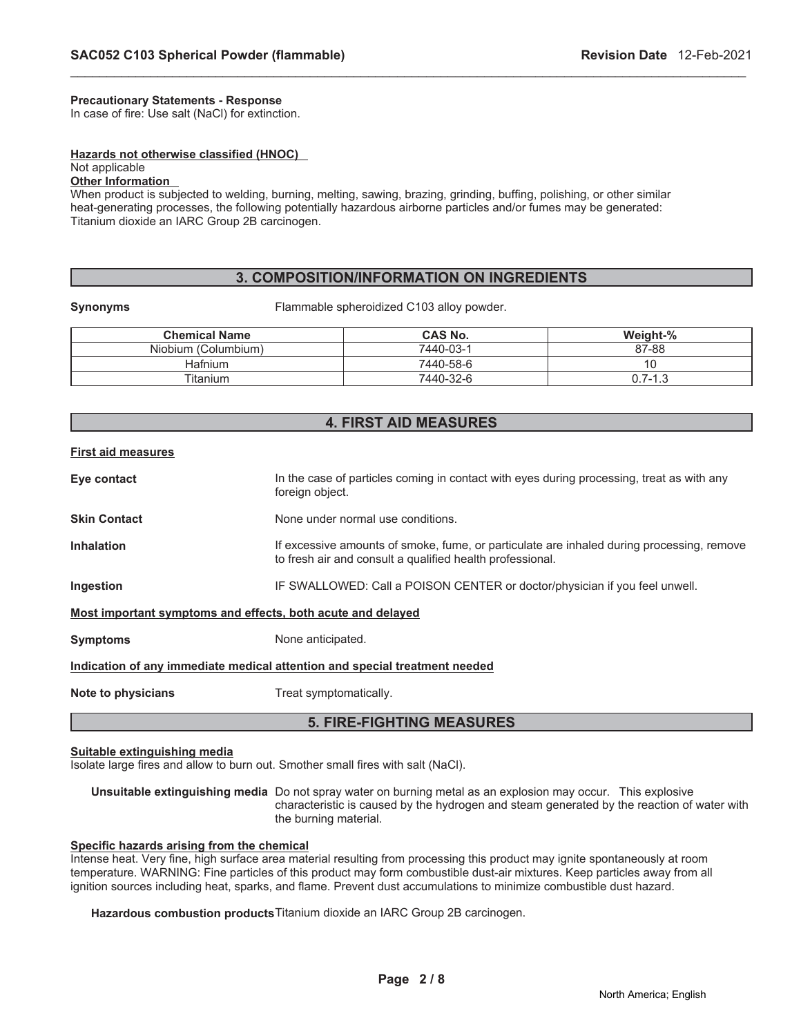**Precautionary Statements - Response**
In case of fire: Use salt (NaCl) for extinction.

**Hazards not otherwise classified (HNOC)**
Not applicable

**Other Information**
When product is subjected to welding, burning, melting, sawing, brazing, grinding, buffing, polishing, or other similar heat-generating processes, the following potentially hazardous airborne particles and/or fumes may be generated: Titanium dioxide an IARC Group 2B carcinogen.

## 3. COMPOSITION/INFORMATION ON INGREDIENTS

**Synonyms** Flammable spheroidized C103 alloy powder.

| Chemical Name | CAS No. | Weight-% |
| --- | --- | --- |
| Niobium (Columbium) | 7440-03-1 | 87-88 |
| Hafnium | 7440-58-6 | 10 |
| Titanium | 7440-32-6 | 0.7-1.3 |

## 4. FIRST AID MEASURES

**First aid measures**

**Eye contact** In the case of particles coming in contact with eyes during processing, treat as with any foreign object.

**Skin Contact** None under normal use conditions.

**Inhalation** If excessive amounts of smoke, fume, or particulate are inhaled during processing, remove to fresh air and consult a qualified health professional.

**Ingestion** IF SWALLOWED: Call a POISON CENTER or doctor/physician if you feel unwell.

**Most important symptoms and effects, both acute and delayed**

**Symptoms** None anticipated.

**Indication of any immediate medical attention and special treatment needed**

**Note to physicians** Treat symptomatically.

## 5. FIRE-FIGHTING MEASURES

**Suitable extinguishing media**
Isolate large fires and allow to burn out. Smother small fires with salt (NaCl).

**Unsuitable extinguishing media** Do not spray water on burning metal as an explosion may occur. This explosive characteristic is caused by the hydrogen and steam generated by the reaction of water with the burning material.

**Specific hazards arising from the chemical**
Intense heat. Very fine, high surface area material resulting from processing this product may ignite spontaneously at room temperature. WARNING: Fine particles of this product may form combustible dust-air mixtures. Keep particles away from all ignition sources including heat, sparks, and flame. Prevent dust accumulations to minimize combustible dust hazard.

**Hazardous combustion products** Titanium dioxide an IARC Group 2B carcinogen.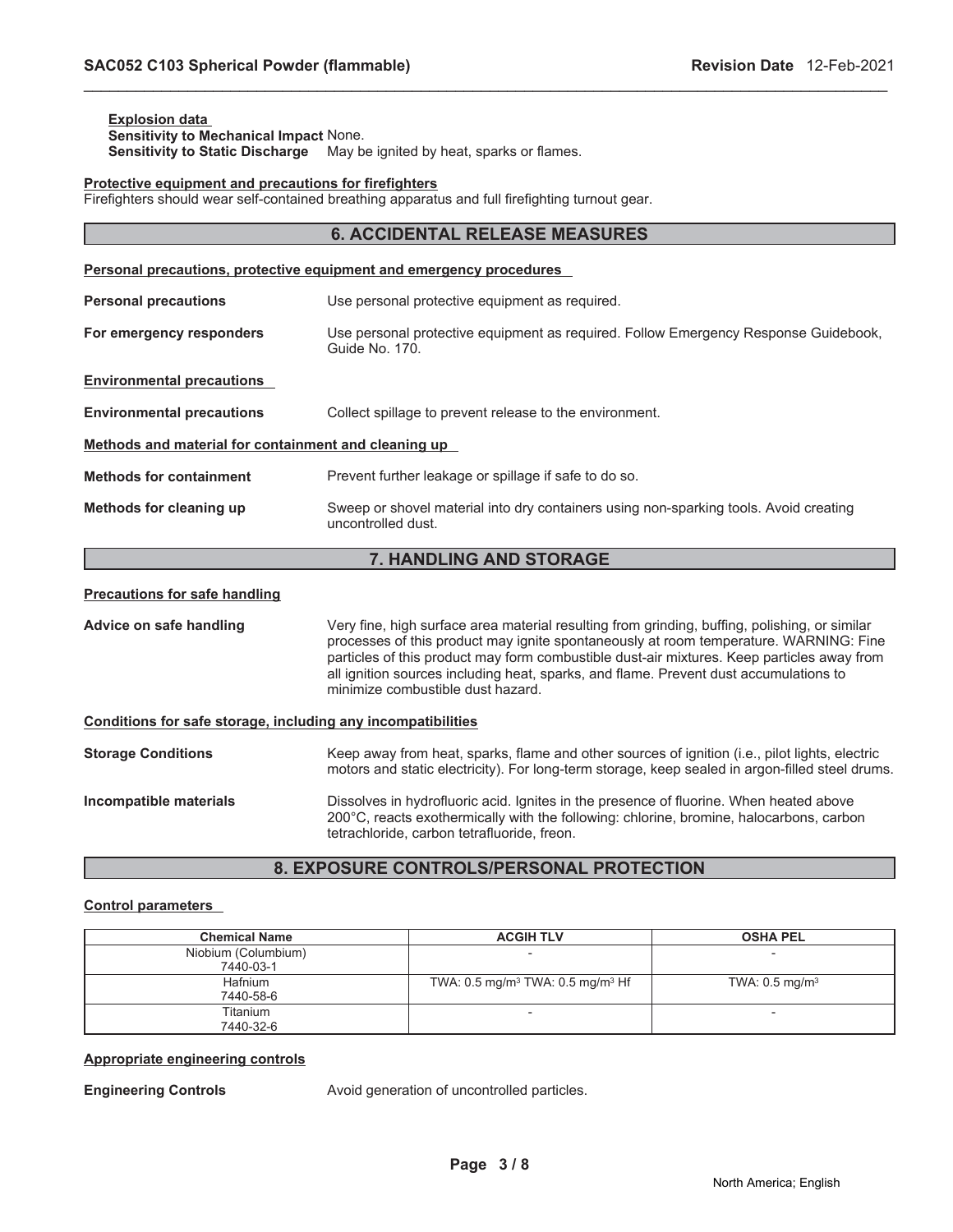**Explosion data**

**Sensitivity to Mechanical Impact** None.

**Sensitivity to Static Discharge** May be ignited by heat, sparks or flames.

**Protective equipment and precautions for firefighters**

Firefighters should wear self-contained breathing apparatus and full firefighting turnout gear.

## 6. ACCIDENTAL RELEASE MEASURES

**Personal precautions, protective equipment and emergency procedures**

**Personal precautions** Use personal protective equipment as required.

**For emergency responders** Use personal protective equipment as required. Follow Emergency Response Guidebook, Guide No. 170.

**Environmental precautions**

**Environmental precautions** Collect spillage to prevent release to the environment.

**Methods and material for containment and cleaning up**

**Methods for containment** Prevent further leakage or spillage if safe to do so.

**Methods for cleaning up** Sweep or shovel material into dry containers using non-sparking tools. Avoid creating uncontrolled dust.

## 7. HANDLING AND STORAGE

**Precautions for safe handling**

**Advice on safe handling** Very fine, high surface area material resulting from grinding, buffing, polishing, or similar processes of this product may ignite spontaneously at room temperature. WARNING: Fine particles of this product may form combustible dust-air mixtures. Keep particles away from all ignition sources including heat, sparks, and flame. Prevent dust accumulations to minimize combustible dust hazard.

**Conditions for safe storage, including any incompatibilities**

**Storage Conditions** Keep away from heat, sparks, flame and other sources of ignition (i.e., pilot lights, electric motors and static electricity). For long-term storage, keep sealed in argon-filled steel drums.

**Incompatible materials** Dissolves in hydrofluoric acid. Ignites in the presence of fluorine. When heated above 200°C, reacts exothermically with the following: chlorine, bromine, halocarbons, carbon tetrachloride, carbon tetrafluoride, freon.

## 8. EXPOSURE CONTROLS/PERSONAL PROTECTION

**Control parameters**

| Chemical Name | ACGIH TLV | OSHA PEL |
|---|---|---|
| Niobium (Columbium)<br>7440-03-1 | - | - |
| Hafnium<br>7440-58-6 | TWA: 0.5 $mg/m^3$ TWA: 0.5 $mg/m^3$ Hf | TWA: 0.5 $mg/m^3$ |
| Titanium<br>7440-32-6 | - | - |

**Appropriate engineering controls**

**Engineering Controls** Avoid generation of uncontrolled particles.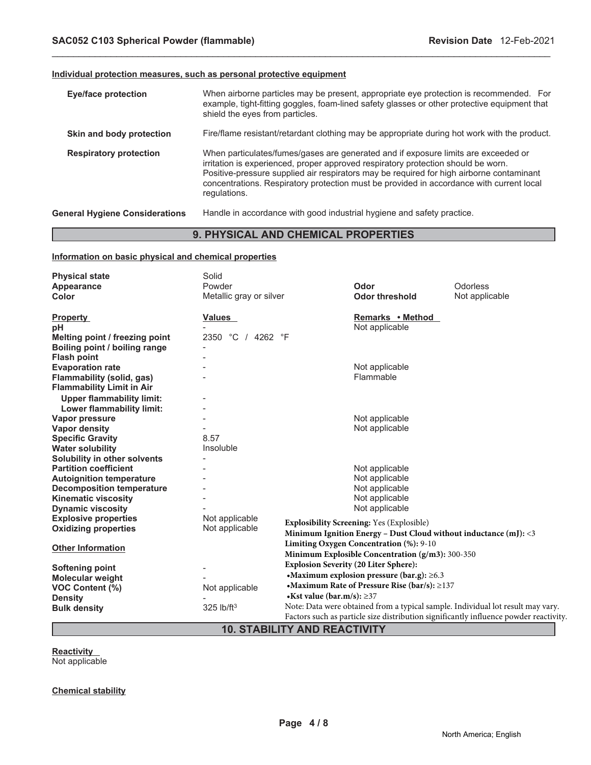**Individual protection measures, such as personal protective equipment**

| | |
|---|---|
| **Eye/face protection** | When airborne particles may be present, appropriate eye protection is recommended. For example, tight-fitting goggles, foam-lined safety glasses or other protective equipment that shield the eyes from particles. |
| **Skin and body protection** | Fire/flame resistant/retardant clothing may be appropriate during hot work with the product. |
| **Respiratory protection** | When particulates/fumes/gases are generated and if exposure limits are exceeded or irritation is experienced, proper approved respiratory protection should be worn. Positive-pressure supplied air respirators may be required for high airborne contaminant concentrations. Respiratory protection must be provided in accordance with current local regulations. |
| **General Hygiene Considerations** | Handle in accordance with good industrial hygiene and safety practice. |

## 9. PHYSICAL AND CHEMICAL PROPERTIES

**Information on basic physical and chemical properties**

| | | | |
|---|---|---|---|
| **Physical state** | Solid | | |
| **Appearance** | Powder | **Odor** | Odorless |
| **Color** | Metallic gray or silver | **Odor threshold** | Not applicable |

| **Property** | **Values** | **Remarks • Method** |
|---|---|---|
| **pH** | - | Not applicable |
| **Melting point / freezing point** | 2350 °C / 4262 °F | |
| **Boiling point / boiling range** | - | |
| **Flash point** | - | |
| **Evaporation rate** | - | Not applicable |
| **Flammability (solid, gas)** | - | Flammable |
| **Flammability Limit in Air** | | |
| **Upper flammability limit:** | - | |
| **Lower flammability limit:** | - | |
| **Vapor pressure** | - | Not applicable |
| **Vapor density** | - | Not applicable |
| **Specific Gravity** | 8.57 | |
| **Water solubility** | Insoluble | |
| **Solubility in other solvents** | - | |
| **Partition coefficient** | - | Not applicable |
| **Autoignition temperature** | - | Not applicable |
| **Decomposition temperature** | - | Not applicable |
| **Kinematic viscosity** | - | Not applicable |
| **Dynamic viscosity** | - | Not applicable |
| **Explosive properties** | Not applicable | |
| **Oxidizing properties** | Not applicable | |

**Explosibility Screening:** Yes (Explosible)
**Minimum Ignition Energy – Dust Cloud without inductance (mJ):** <3
**Limiting Oxygen Concentration (%):** 9-10
**Minimum Explosible Concentration (g/m3):** 300-350
**Explosion Severity (20 Liter Sphere):**
- **Maximum explosion pressure (bar.g):** ≥6.3
- **Maximum Rate of Pressure Rise (bar/s):** ≥137
- **Kst value (bar.m/s):** ≥37

Note: Data were obtained from a typical sample. Individual lot result may vary. Factors such as particle size distribution significantly influence powder reactivity.

**Other Information**

| | |
|---|---|
| **Softening point** | - |
| **Molecular weight** | - |
| **VOC Content (%)** | Not applicable |
| **Density** | - |
| **Bulk density** | 325 lb/ft$^3$ |

## 10. STABILITY AND REACTIVITY

**Reactivity**

Not applicable

**Chemical stability**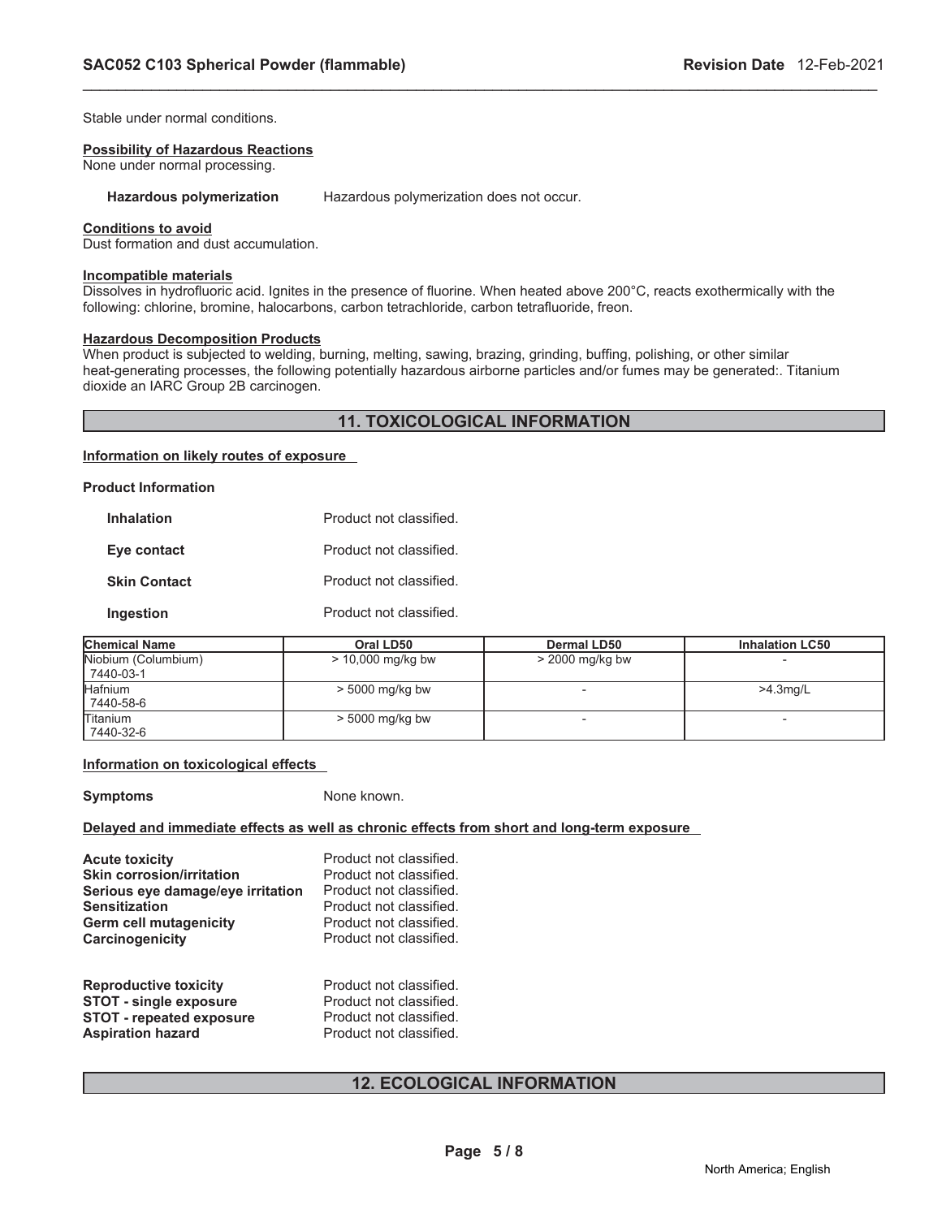Stable under normal conditions.

**Possibility of Hazardous Reactions**
None under normal processing.

**Hazardous polymerization** Hazardous polymerization does not occur.

**Conditions to avoid**
Dust formation and dust accumulation.

**Incompatible materials**
Dissolves in hydrofluoric acid. Ignites in the presence of fluorine. When heated above 200°C, reacts exothermically with the following: chlorine, bromine, halocarbons, carbon tetrachloride, carbon tetrafluoride, freon.

**Hazardous Decomposition Products**
When product is subjected to welding, burning, melting, sawing, brazing, grinding, buffing, polishing, or other similar heat-generating processes, the following potentially hazardous airborne particles and/or fumes may be generated:. Titanium dioxide an IARC Group 2B carcinogen.

## 11. TOXICOLOGICAL INFORMATION

**Information on likely routes of exposure**

**Product Information**

**Inhalation** Product not classified.

**Eye contact** Product not classified.

**Skin Contact** Product not classified.

**Ingestion** Product not classified.

| Chemical Name | Oral LD50 | Dermal LD50 | Inhalation LC50 |
|---|---|---|---|
| Niobium (Columbium) 7440-03-1 | > 10,000 mg/kg bw | > 2000 mg/kg bw | - |
| Hafnium 7440-58-6 | > 5000 mg/kg bw | - | >4.3mg/L |
| Titanium 7440-32-6 | > 5000 mg/kg bw | - | - |

**Information on toxicological effects**

**Symptoms** None known.

**Delayed and immediate effects as well as chronic effects from short and long-term exposure**

**Acute toxicity** Product not classified.
**Skin corrosion/irritation** Product not classified.
**Serious eye damage/eye irritation** Product not classified.
**Sensitization** Product not classified.
**Germ cell mutagenicity** Product not classified.
**Carcinogenicity** Product not classified.

**Reproductive toxicity** Product not classified.
**STOT - single exposure** Product not classified.
**STOT - repeated exposure** Product not classified.
**Aspiration hazard** Product not classified.

## 12. ECOLOGICAL INFORMATION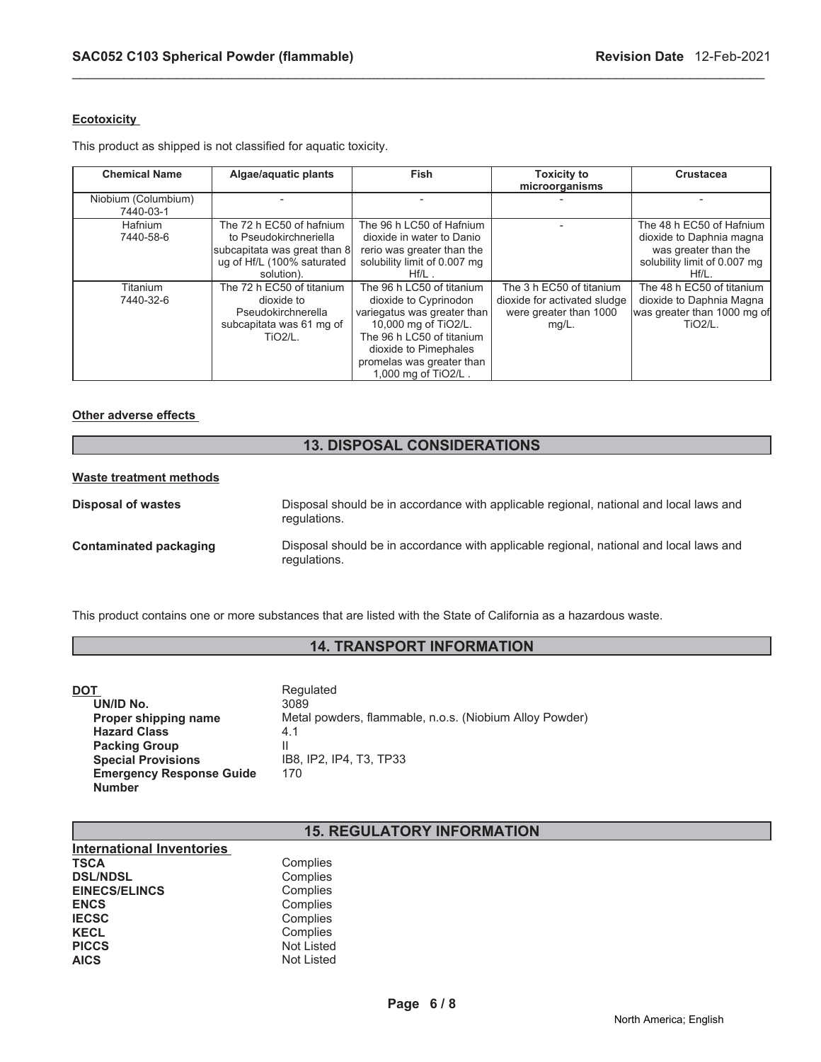**Ecotoxicity**

This product as shipped is not classified for aquatic toxicity.

| Chemical Name | Algae/aquatic plants | Fish | Toxicity to microorganisms | Crustacea |
|---|---|---|---|---|
| Niobium (Columbium) 7440-03-1 | - | - | - | - |
| Hafnium 7440-58-6 | The 72 h EC50 of hafnium to Pseudokirchneriella subcapitata was great than 8 ug of Hf/L (100% saturated solution). | The 96 h LC50 of Hafnium dioxide in water to Danio rerio was greater than the solubility limit of 0.007 mg Hf/L . | - | The 48 h EC50 of Hafnium dioxide to Daphnia magna was greater than the solubility limit of 0.007 mg Hf/L. |
| Titanium 7440-32-6 | The 72 h EC50 of titanium dioxide to Pseudokirchnerella subcapitata was 61 mg of $TiO_2$/L. | The 96 h LC50 of titanium dioxide to Cyprinodon variegatus was greater than 10,000 mg of $TiO_2$/L. The 96 h LC50 of titanium dioxide to Pimephales promelas was greater than 1,000 mg of $TiO_2$/L . | The 3 h EC50 of titanium dioxide for activated sludge were greater than 1000 mg/L. | The 48 h EC50 of titanium dioxide to Daphnia Magna was greater than 1000 mg of $TiO_2$/L. |

**Other adverse effects**

## 13. DISPOSAL CONSIDERATIONS

**Waste treatment methods**

**Disposal of wastes** Disposal should be in accordance with applicable regional, national and local laws and regulations.

**Contaminated packaging** Disposal should be in accordance with applicable regional, national and local laws and regulations.

This product contains one or more substances that are listed with the State of California as a hazardous waste.

## 14. TRANSPORT INFORMATION

**DOT** Regulated
- **UN/ID No.** 3089
- **Proper shipping name** Metal powders, flammable, n.o.s. (Niobium Alloy Powder)
- **Hazard Class** 4.1
- **Packing Group** II
- **Special Provisions** IB8, IP2, IP4, T3, TP33
- **Emergency Response Guide Number** 170

## 15. REGULATORY INFORMATION

**International Inventories**

| | |
|---|---|
| **TSCA** | Complies |
| **DSL/NDSL** | Complies |
| **EINECS/ELINCS** | Complies |
| **ENCS** | Complies |
| **IECSC** | Complies |
| **KECL** | Complies |
| **PICCS** | Not Listed |
| **AICS** | Not Listed |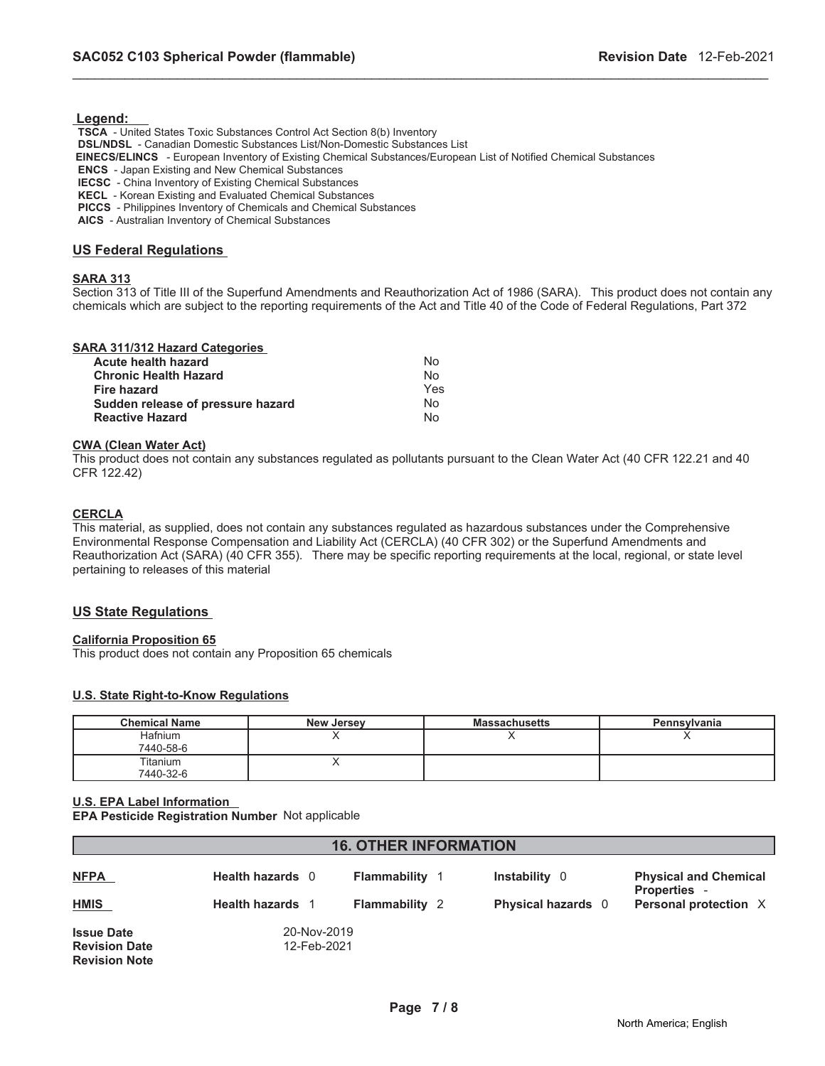**Legend:**

**TSCA** - United States Toxic Substances Control Act Section 8(b) Inventory
**DSL/NDSL** - Canadian Domestic Substances List/Non-Domestic Substances List
**EINECS/ELINCS** - European Inventory of Existing Chemical Substances/European List of Notified Chemical Substances
**ENCS** - Japan Existing and New Chemical Substances
**IECSC** - China Inventory of Existing Chemical Substances
**KECL** - Korean Existing and Evaluated Chemical Substances
**PICCS** - Philippines Inventory of Chemicals and Chemical Substances
**AICS** - Australian Inventory of Chemical Substances

## US Federal Regulations

### SARA 313

Section 313 of Title III of the Superfund Amendments and Reauthorization Act of 1986 (SARA). This product does not contain any chemicals which are subject to the reporting requirements of the Act and Title 40 of the Code of Federal Regulations, Part 372

### SARA 311/312 Hazard Categories

| | |
|---|---|
| **Acute health hazard** | No |
| **Chronic Health Hazard** | No |
| **Fire hazard** | Yes |
| **Sudden release of pressure hazard** | No |
| **Reactive Hazard** | No |

### CWA (Clean Water Act)

This product does not contain any substances regulated as pollutants pursuant to the Clean Water Act (40 CFR 122.21 and 40 CFR 122.42)

### CERCLA

This material, as supplied, does not contain any substances regulated as hazardous substances under the Comprehensive Environmental Response Compensation and Liability Act (CERCLA) (40 CFR 302) or the Superfund Amendments and Reauthorization Act (SARA) (40 CFR 355). There may be specific reporting requirements at the local, regional, or state level pertaining to releases of this material

## US State Regulations

### California Proposition 65

This product does not contain any Proposition 65 chemicals

### U.S. State Right-to-Know Regulations

| Chemical Name | New Jersey | Massachusetts | Pennsylvania |
|---|---|---|---|
| Hafnium 7440-58-6 | X | X | X |
| Titanium 7440-32-6 | X | | |

### U.S. EPA Label Information

**EPA Pesticide Registration Number** Not applicable

## 16. OTHER INFORMATION

| | | | | |
|---|---|---|---|---|
| **NFPA** | **Health hazards** 0 | **Flammability** 1 | **Instability** 0 | **Physical and Chemical Properties** - |
| **HMIS** | **Health hazards** 1 | **Flammability** 2 | **Physical hazards** 0 | **Personal protection** X |

**Issue Date** 20-Nov-2019
**Revision Date** 12-Feb-2021
**Revision Note**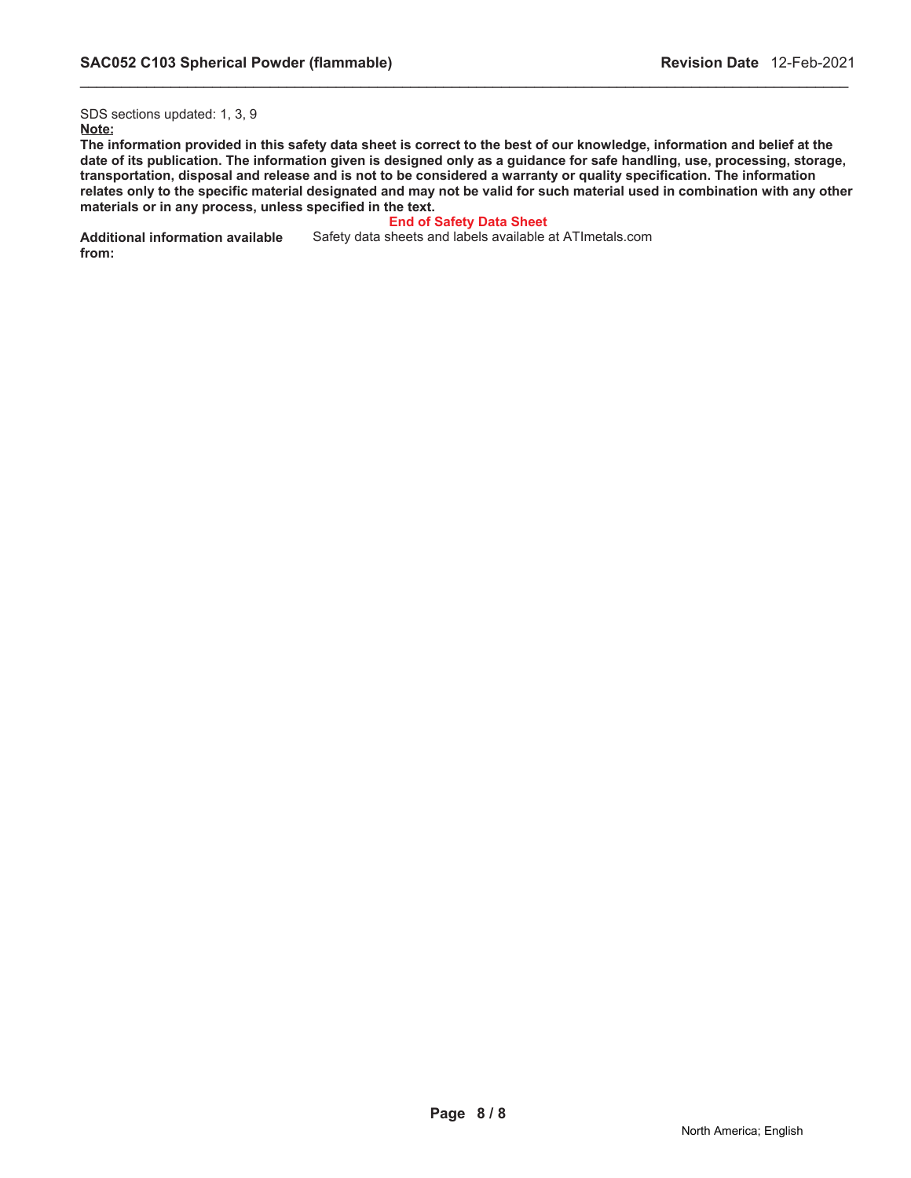SDS sections updated: 1, 3, 9

**Note:**

**The information provided in this safety data sheet is correct to the best of our knowledge, information and belief at the date of its publication. The information given is designed only as a guidance for safe handling, use, processing, storage, transportation, disposal and release and is not to be considered a warranty or quality specification. The information relates only to the specific material designated and may not be valid for such material used in combination with any other materials or in any process, unless specified in the text.**

**End of Safety Data Sheet**

**Additional information available from:** Safety data sheets and labels available at ATImetals.com